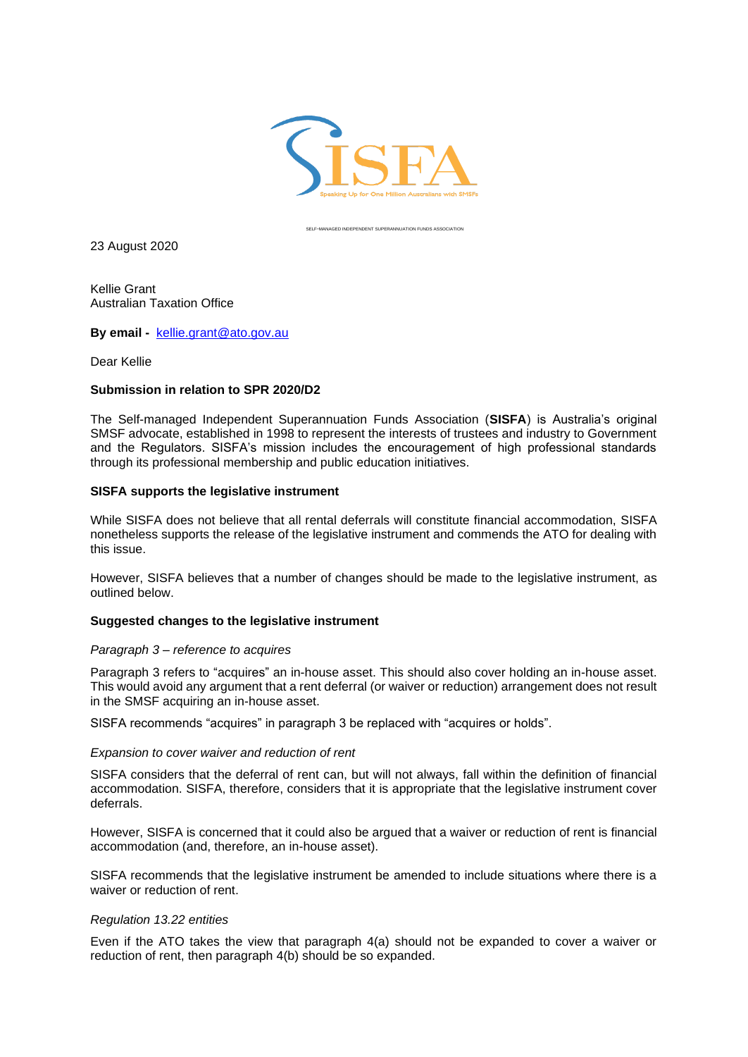SISFA

Speaking Up for One Million Australians with SMSFs

SELF-MANAGED INDEPENDENT SUPERANNUATION FUNDS ASSOCIATION

23 August 2020

Kellie Grant
Australian Taxation Office

**By email -** kellie.grant@ato.gov.au

Dear Kellie

**Submission in relation to SPR 2020/D2**

The Self-managed Independent Superannuation Funds Association (**SISFA**) is Australia's original SMSF advocate, established in 1998 to represent the interests of trustees and industry to Government and the Regulators. SISFA's mission includes the encouragement of high professional standards through its professional membership and public education initiatives.

**SISFA supports the legislative instrument**

While SISFA does not believe that all rental deferrals will constitute financial accommodation, SISFA nonetheless supports the release of the legislative instrument and commends the ATO for dealing with this issue.

However, SISFA believes that a number of changes should be made to the legislative instrument, as outlined below.

**Suggested changes to the legislative instrument**

*Paragraph 3 – reference to acquires*

Paragraph 3 refers to "acquires" an in-house asset. This should also cover holding an in-house asset. This would avoid any argument that a rent deferral (or waiver or reduction) arrangement does not result in the SMSF acquiring an in-house asset.

SISFA recommends "acquires" in paragraph 3 be replaced with "acquires or holds".

*Expansion to cover waiver and reduction of rent*

SISFA considers that the deferral of rent can, but will not always, fall within the definition of financial accommodation. SISFA, therefore, considers that it is appropriate that the legislative instrument cover deferrals.

However, SISFA is concerned that it could also be argued that a waiver or reduction of rent is financial accommodation (and, therefore, an in-house asset).

SISFA recommends that the legislative instrument be amended to include situations where there is a waiver or reduction of rent.

*Regulation 13.22 entities*

Even if the ATO takes the view that paragraph 4(a) should not be expanded to cover a waiver or reduction of rent, then paragraph 4(b) should be so expanded.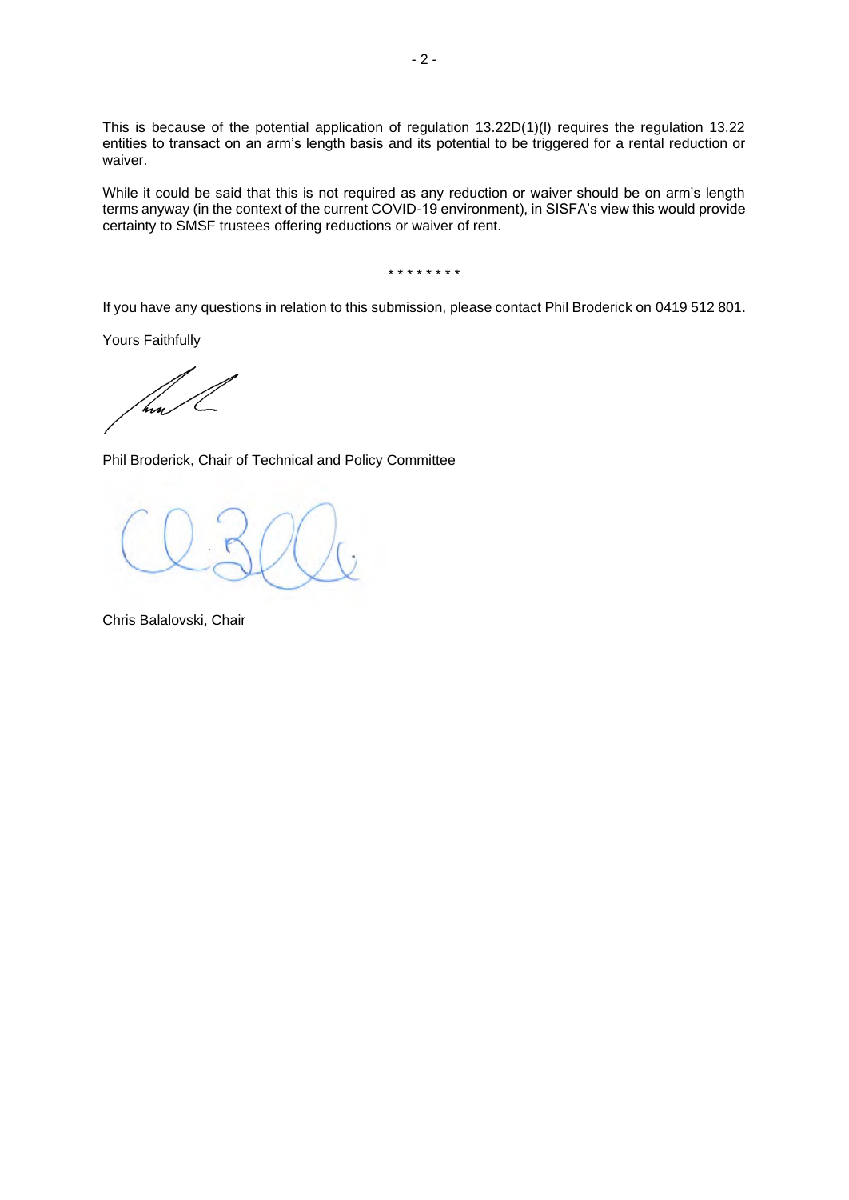This is because of the potential application of regulation 13.22D(1)(l) requires the regulation 13.22 entities to transact on an arm's length basis and its potential to be triggered for a rental reduction or waiver.

While it could be said that this is not required as any reduction or waiver should be on arm's length terms anyway (in the context of the current COVID-19 environment), in SISFA's view this would provide certainty to SMSF trustees offering reductions or waiver of rent.

\* \* \* \* \* \* \* \*

If you have any questions in relation to this submission, please contact Phil Broderick on 0419 512 801.

Yours Faithfully

Phil Broderick, Chair of Technical and Policy Committee

Chris Balalovski, Chair